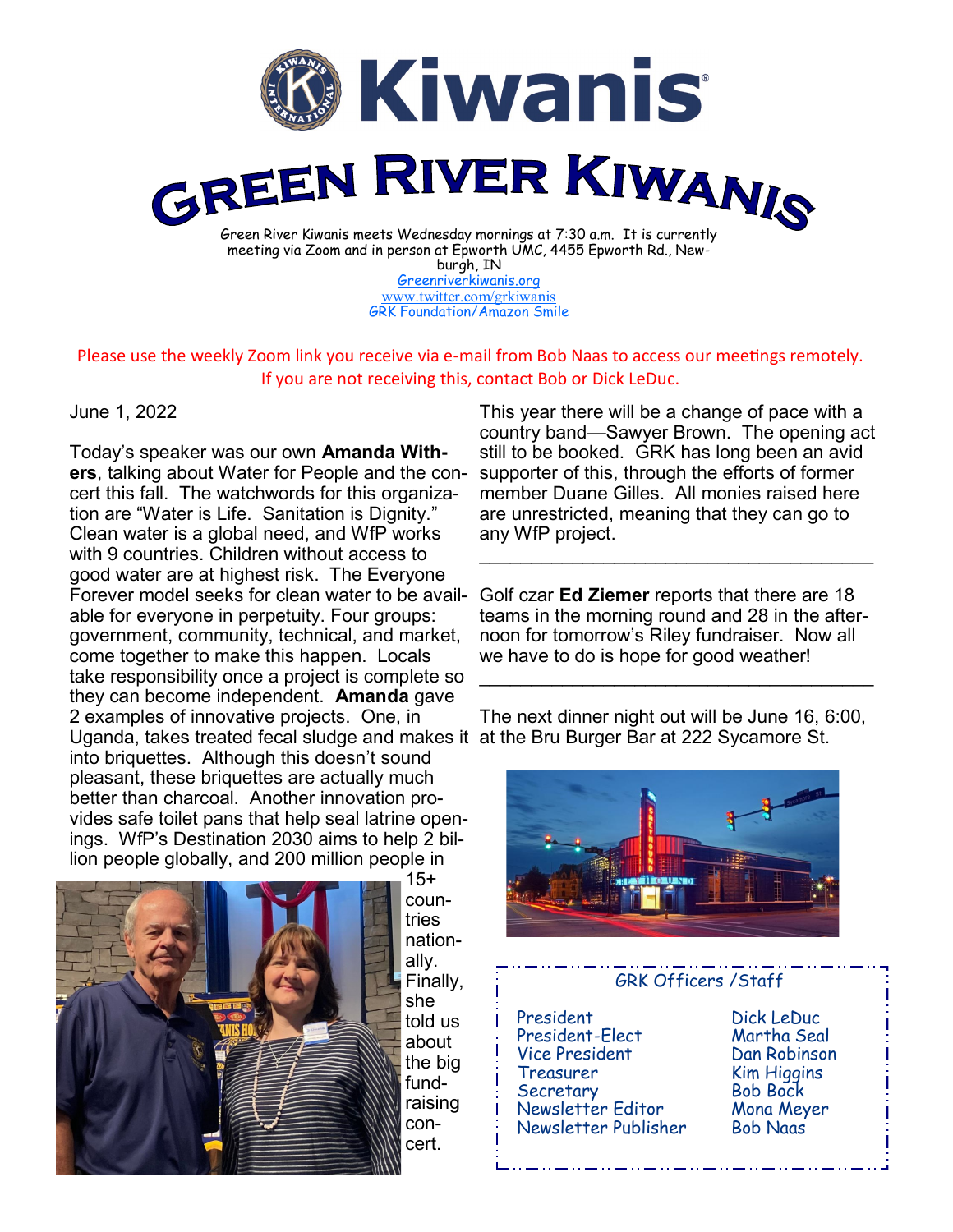# Kiwanis

# GREEN RIVER KIWANIS

Green River Kiwanis meets Wednesday mornings at 7:30 a.m. It is currently meeting via Zoom and in person at Epworth UMC, 4455 Epworth Rd., Newburgh, IN

Greenriverkiwanis.org

www.twitter.com/grkiwanis

GRK Foundation/Amazon Smile

Please use the weekly Zoom link you receive via e-mail from Bob Naas to access our meetings remotely. If you are not receiving this, contact Bob or Dick LeDuc.

June 1, 2022

Today's speaker was our own **Amanda Withers**, talking about Water for People and the concert this fall. The watchwords for this organization are "Water is Life. Sanitation is Dignity." Clean water is a global need, and WfP works with 9 countries. Children without access to good water are at highest risk. The Everyone Forever model seeks for clean water to be available for everyone in perpetuity. Four groups: government, community, technical, and market, come together to make this happen. Locals take responsibility once a project is complete so they can become independent. **Amanda** gave 2 examples of innovative projects. One, in Uganda, takes treated fecal sludge and makes it into briquettes. Although this doesn't sound pleasant, these briquettes are actually much better than charcoal. Another innovation provides safe toilet pans that help seal latrine openings. WfP's Destination 2030 aims to help 2 billion people globally, and 200 million people in 15+ countries nationally. Finally, she told us about the big fundraising concert.

This year there will be a change of pace with a country band—Sawyer Brown. The opening act still to be booked. GRK has long been an avid supporter of this, through the efforts of former member Duane Gilles. All monies raised here are unrestricted, meaning that they can go to any WfP project.

---

Golf czar **Ed Ziemer** reports that there are 18 teams in the morning round and 28 in the afternoon for tomorrow's Riley fundraiser. Now all we have to do is hope for good weather!

---

The next dinner night out will be June 16, 6:00, at the Bru Burger Bar at 222 Sycamore St.

## GRK Officers /Staff

| | |
|---|---|
| President | Dick LeDuc |
| President-Elect | Martha Seal |
| Vice President | Dan Robinson |
| Treasurer | Kim Higgins |
| Secretary | Bob Bock |
| Newsletter Editor | Mona Meyer |
| Newsletter Publisher | Bob Naas |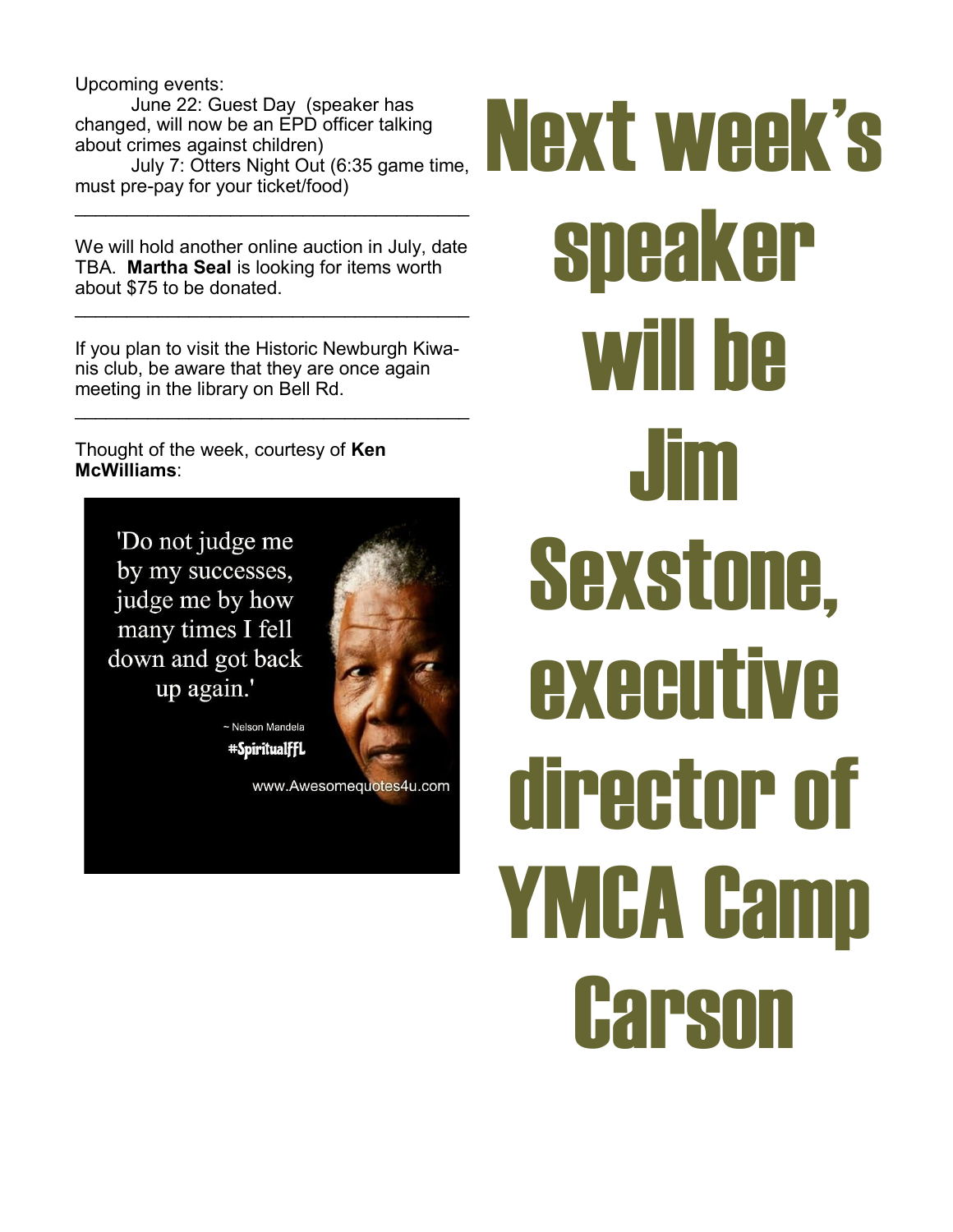Upcoming events:

June 22: Guest Day (speaker has changed, will now be an EPD officer talking about crimes against children)

July 7: Otters Night Out (6:35 game time, must pre-pay for your ticket/food)

---

We will hold another online auction in July, date TBA. **Martha Seal** is looking for items worth about $75 to be donated.

---

If you plan to visit the Historic Newburgh Kiwanis club, be aware that they are once again meeting in the library on Bell Rd.

---

Thought of the week, courtesy of **Ken McWilliams**:

'Do not judge me by my successes, judge me by how many times I fell down and got back up again.'

~ Nelson Mandela

#SpiritualFFL

www.Awesomequotes4u.com

# Next week's speaker will be Jim Sexstone, executive director of YMCA Camp Carson